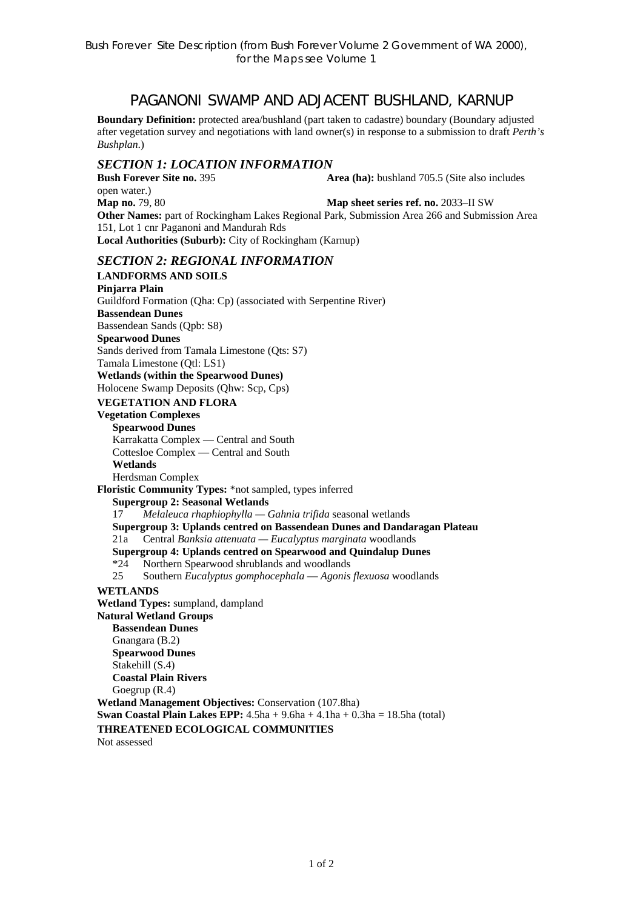Bush Forever Site Description (from Bush Forever Volume 2 Government of WA 2000), for the Maps see Volume 1

# PAGANONI SWAMP AND ADJACENT BUSHLAND, KARNUP

**Boundary Definition:** protected area/bushland (part taken to cadastre) boundary (Boundary adjusted after vegetation survey and negotiations with land owner(s) in response to a submission to draft *Perth's Bushplan*.)

## *SECTION 1: LOCATION INFORMATION*

**Bush Forever Site no.** 395 **Area (ha):** bushland 705.5 (Site also includes open water.)
**Map no.** 79, 80 **Map sheet series ref. no.** 2033–II SW
**Other Names:** part of Rockingham Lakes Regional Park, Submission Area 266 and Submission Area 151, Lot 1 cnr Paganoni and Mandurah Rds
**Local Authorities (Suburb):** City of Rockingham (Karnup)

## *SECTION 2: REGIONAL INFORMATION*

### LANDFORMS AND SOILS

**Pinjarra Plain**
Guildford Formation (Qha: Cp) (associated with Serpentine River)
**Bassendean Dunes**
Bassendean Sands (Qpb: S8)
**Spearwood Dunes**
Sands derived from Tamala Limestone (Qts: S7)
Tamala Limestone (Qtl: LS1)
**Wetlands (within the Spearwood Dunes)**
Holocene Swamp Deposits (Qhw: Scp, Cps)

### VEGETATION AND FLORA

**Vegetation Complexes**
- **Spearwood Dunes**
  Karrakatta Complex — Central and South
  Cottesloe Complex — Central and South
- **Wetlands**
  Herdsman Complex

**Floristic Community Types:** *not sampled, types inferred
- **Supergroup 2: Seasonal Wetlands**
  17 *Melaleuca rhaphiophylla — Gahnia trifida* seasonal wetlands
- **Supergroup 3: Uplands centred on Bassendean Dunes and Dandaragan Plateau**
  21a Central *Banksia attenuata — Eucalyptus marginata* woodlands
- **Supergroup 4: Uplands centred on Spearwood and Quindalup Dunes**
  *24 Northern Spearwood shrublands and woodlands
  25 Southern *Eucalyptus gomphocephala — Agonis flexuosa* woodlands

### WETLANDS

**Wetland Types:** sumpland, dampland
**Natural Wetland Groups**
- **Bassendean Dunes**
  Gnangara (B.2)
- **Spearwood Dunes**
  Stakehill (S.4)
- **Coastal Plain Rivers**
  Goegrup (R.4)

**Wetland Management Objectives:** Conservation (107.8ha)
**Swan Coastal Plain Lakes EPP:** 4.5ha + 9.6ha + 4.1ha + 0.3ha = 18.5ha (total)

### THREATENED ECOLOGICAL COMMUNITIES

Not assessed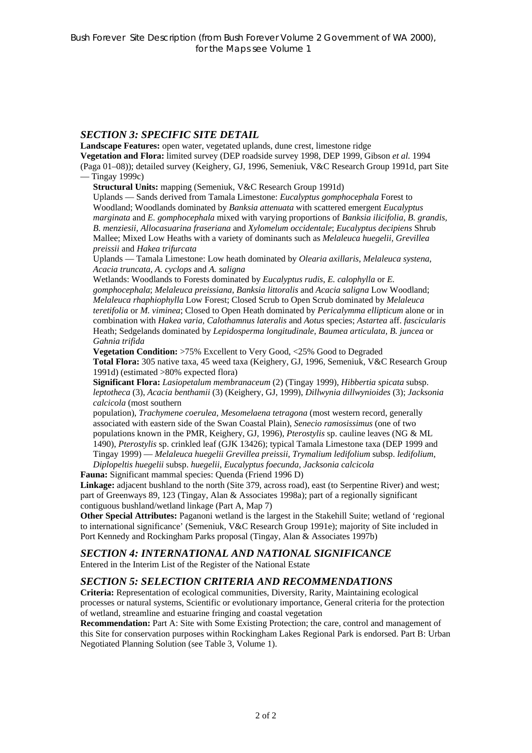Bush Forever Site Description (from Bush Forever Volume 2 Government of WA 2000), for the Maps see Volume 1

## *SECTION 3: SPECIFIC SITE DETAIL*

**Landscape Features:** open water, vegetated uplands, dune crest, limestone ridge

**Vegetation and Flora:** limited survey (DEP roadside survey 1998, DEP 1999, Gibson *et al.* 1994 (Paga 01–08)); detailed survey (Keighery, GJ, 1996, Semeniuk, V&C Research Group 1991d, part Site — Tingay 1999c)

**Structural Units:** mapping (Semeniuk, V&C Research Group 1991d)

Uplands — Sands derived from Tamala Limestone: *Eucalyptus gomphocephala* Forest to Woodland; Woodlands dominated by *Banksia attenuata* with scattered emergent *Eucalyptus marginata* and *E. gomphocephala* mixed with varying proportions of *Banksia ilicifolia, B. grandis, B. menziesii, Allocasuarina fraseriana* and *Xylomelum occidentale*; *Eucalyptus decipiens* Shrub Mallee; Mixed Low Heaths with a variety of dominants such as *Melaleuca huegelii, Grevillea preissii* and *Hakea trifurcata*

Uplands — Tamala Limestone: Low heath dominated by *Olearia axillaris, Melaleuca systena, Acacia truncata, A. cyclops* and *A. saligna*

Wetlands: Woodlands to Forests dominated by *Eucalyptus rudis, E. calophylla* or *E. gomphocephala*; *Melaleuca preissiana, Banksia littoralis* and *Acacia saligna* Low Woodland; *Melaleuca rhaphiophylla* Low Forest; Closed Scrub to Open Scrub dominated by *Melaleuca teretifolia* or *M. viminea*; Closed to Open Heath dominated by *Pericalymma ellipticum* alone or in combination with *Hakea varia, Calothamnus lateralis* and *Aotus* species; *Astartea* aff. *fascicularis* Heath; Sedgelands dominated by *Lepidosperma longitudinale, Baumea articulata, B. juncea* or *Gahnia trifida*

**Vegetation Condition:** >75% Excellent to Very Good, <25% Good to Degraded

**Total Flora:** 305 native taxa, 45 weed taxa (Keighery, GJ, 1996, Semeniuk, V&C Research Group 1991d) (estimated >80% expected flora)

**Significant Flora:** *Lasiopetalum membranaceum* (2) (Tingay 1999), *Hibbertia spicata* subsp. *leptotheca* (3), *Acacia benthamii* (3) (Keighery, GJ, 1999), *Dillwynia dillwynioides* (3); *Jacksonia calcicola* (most southern population), *Trachymene coerulea, Mesomelaena tetragona* (most western record, generally associated with eastern side of the Swan Coastal Plain), *Senecio ramosissimus* (one of two populations known in the PMR, Keighery, GJ, 1996), *Pterostylis* sp. cauline leaves (NG & ML 1490), *Pterostylis* sp. crinkled leaf (GJK 13426); typical Tamala Limestone taxa (DEP 1999 and Tingay 1999) — *Melaleuca huegelii Grevillea preissii, Trymalium ledifolium* subsp. *ledifolium, Diplopeltis huegelii* subsp. *huegelii, Eucalyptus foecunda, Jacksonia calcicola*

**Fauna:** Significant mammal species: Quenda (Friend 1996 D)

**Linkage:** adjacent bushland to the north (Site 379, across road), east (to Serpentine River) and west; part of Greenways 89, 123 (Tingay, Alan & Associates 1998a); part of a regionally significant contiguous bushland/wetland linkage (Part A, Map 7)

**Other Special Attributes:** Paganoni wetland is the largest in the Stakehill Suite; wetland of 'regional to international significance' (Semeniuk, V&C Research Group 1991e); majority of Site included in Port Kennedy and Rockingham Parks proposal (Tingay, Alan & Associates 1997b)

## *SECTION 4: INTERNATIONAL AND NATIONAL SIGNIFICANCE*

Entered in the Interim List of the Register of the National Estate

## *SECTION 5: SELECTION CRITERIA AND RECOMMENDATIONS*

**Criteria:** Representation of ecological communities, Diversity, Rarity, Maintaining ecological processes or natural systems, Scientific or evolutionary importance, General criteria for the protection of wetland, streamline and estuarine fringing and coastal vegetation

**Recommendation:** Part A: Site with Some Existing Protection; the care, control and management of this Site for conservation purposes within Rockingham Lakes Regional Park is endorsed. Part B: Urban Negotiated Planning Solution (see Table 3, Volume 1).